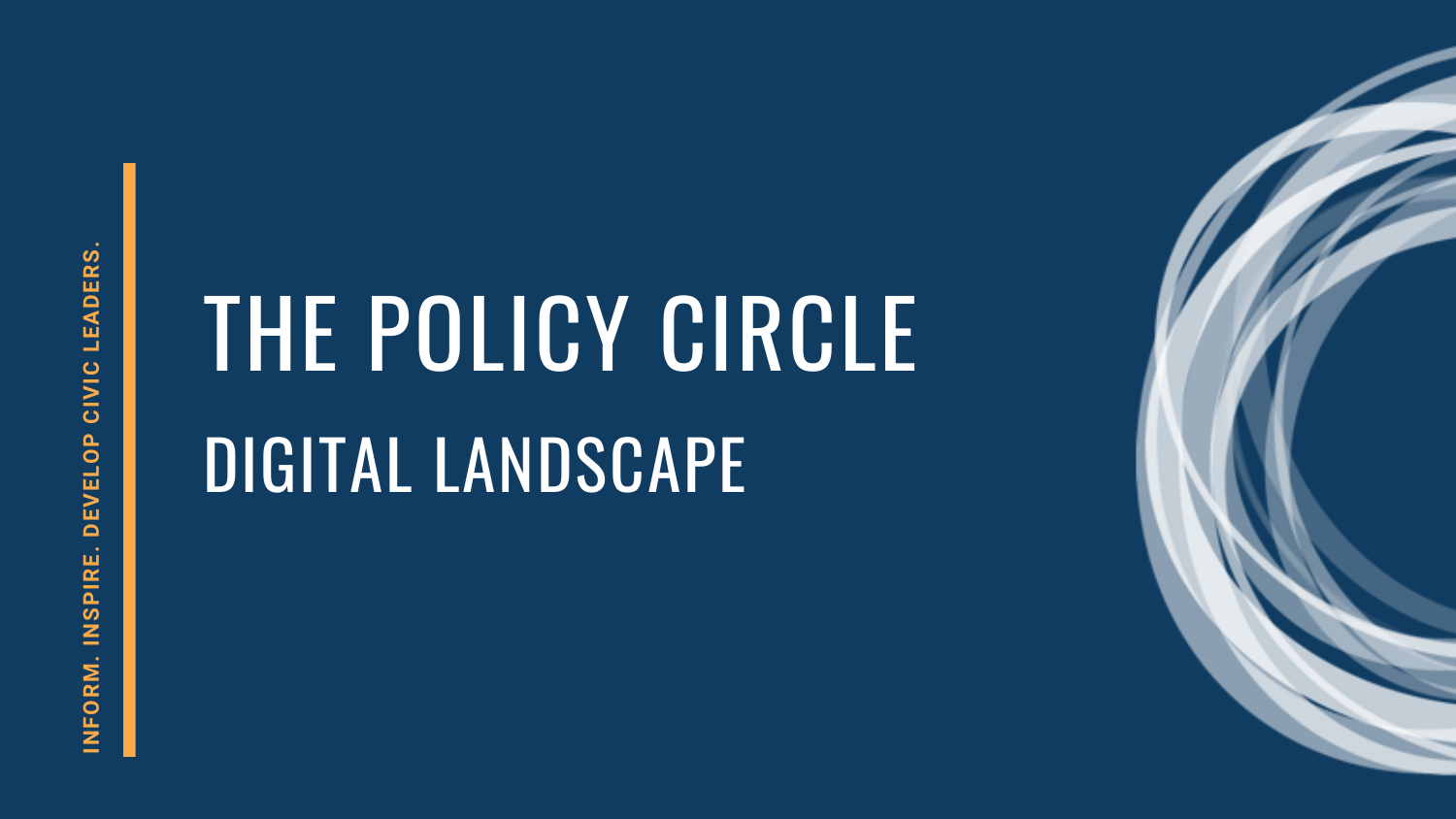INFORM. INSPIRE. DEVELOP CIVIC LEADERS.

# THE POLICY CIRCLE

## DIGITAL LANDSCAPE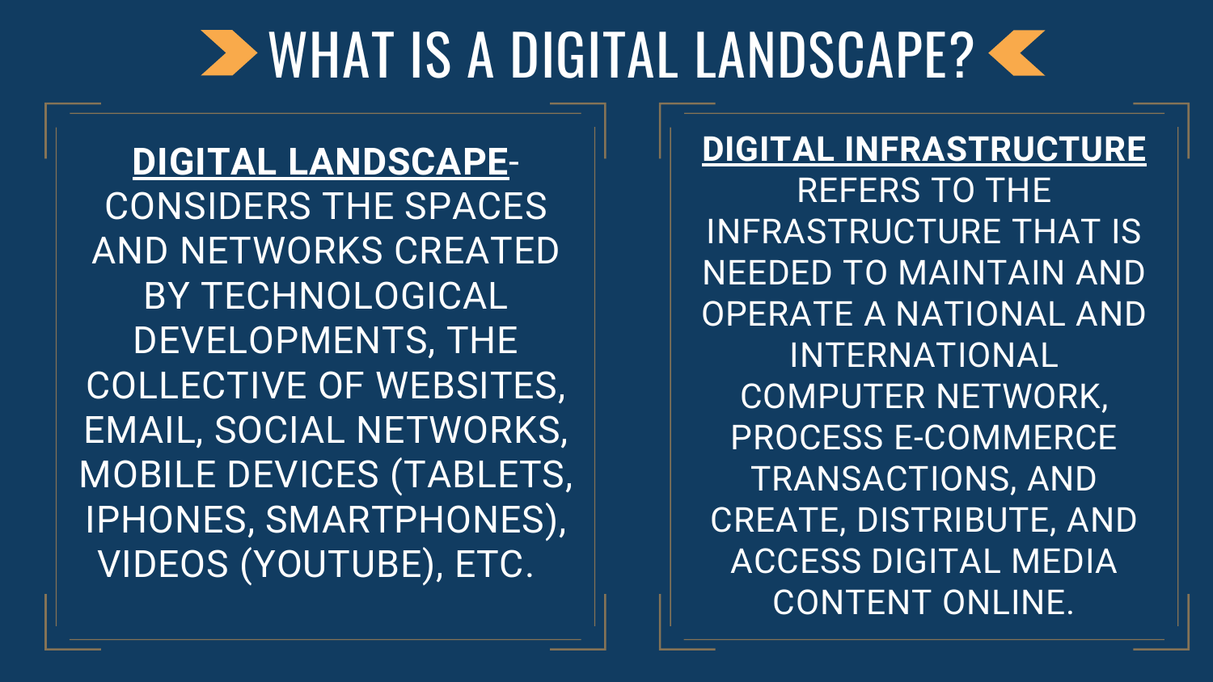# WHAT IS A DIGITAL LANDSCAPE?

**DIGITAL LANDSCAPE**- CONSIDERS THE SPACES AND NETWORKS CREATED BY TECHNOLOGICAL DEVELOPMENTS, THE COLLECTIVE OF WEBSITES, EMAIL, SOCIAL NETWORKS, MOBILE DEVICES (TABLETS, IPHONES, SMARTPHONES), VIDEOS (YOUTUBE), ETC.

**DIGITAL INFRASTRUCTURE** REFERS TO THE INFRASTRUCTURE THAT IS NEEDED TO MAINTAIN AND OPERATE A NATIONAL AND INTERNATIONAL COMPUTER NETWORK, PROCESS E-COMMERCE TRANSACTIONS, AND CREATE, DISTRIBUTE, AND ACCESS DIGITAL MEDIA CONTENT ONLINE.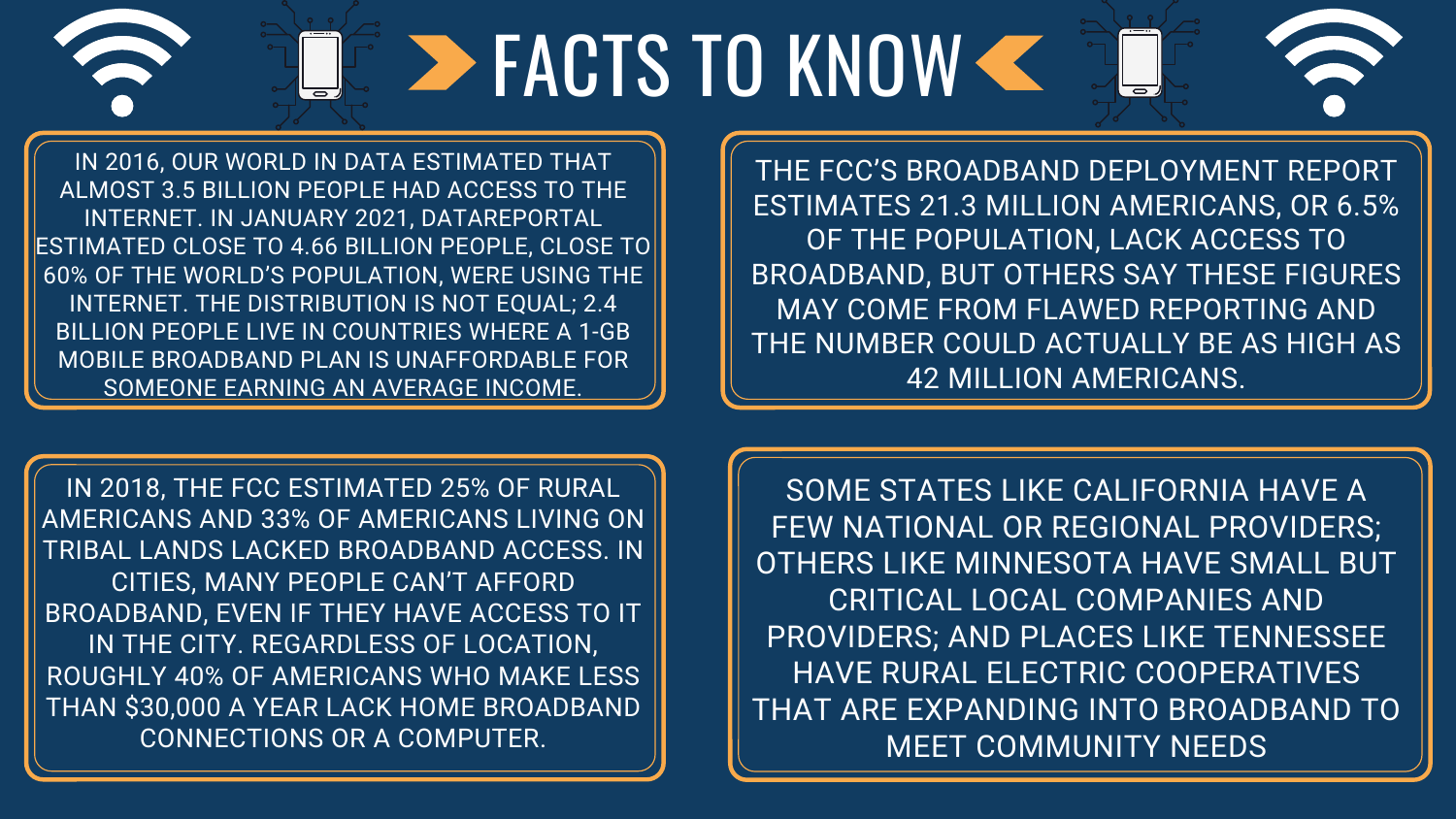# FACTS TO KNOW

IN 2016, OUR WORLD IN DATA ESTIMATED THAT ALMOST 3.5 BILLION PEOPLE HAD ACCESS TO THE INTERNET. IN JANUARY 2021, DATAREPORTAL ESTIMATED CLOSE TO 4.66 BILLION PEOPLE, CLOSE TO 60% OF THE WORLD'S POPULATION, WERE USING THE INTERNET. THE DISTRIBUTION IS NOT EQUAL; 2.4 BILLION PEOPLE LIVE IN COUNTRIES WHERE A 1-GB MOBILE BROADBAND PLAN IS UNAFFORDABLE FOR SOMEONE EARNING AN AVERAGE INCOME.

THE FCC'S BROADBAND DEPLOYMENT REPORT ESTIMATES 21.3 MILLION AMERICANS, OR 6.5% OF THE POPULATION, LACK ACCESS TO BROADBAND, BUT OTHERS SAY THESE FIGURES MAY COME FROM FLAWED REPORTING AND THE NUMBER COULD ACTUALLY BE AS HIGH AS 42 MILLION AMERICANS.

IN 2018, THE FCC ESTIMATED 25% OF RURAL AMERICANS AND 33% OF AMERICANS LIVING ON TRIBAL LANDS LACKED BROADBAND ACCESS. IN CITIES, MANY PEOPLE CAN'T AFFORD BROADBAND, EVEN IF THEY HAVE ACCESS TO IT IN THE CITY. REGARDLESS OF LOCATION, ROUGHLY 40% OF AMERICANS WHO MAKE LESS THAN $30,000 A YEAR LACK HOME BROADBAND CONNECTIONS OR A COMPUTER.

SOME STATES LIKE CALIFORNIA HAVE A FEW NATIONAL OR REGIONAL PROVIDERS; OTHERS LIKE MINNESOTA HAVE SMALL BUT CRITICAL LOCAL COMPANIES AND PROVIDERS; AND PLACES LIKE TENNESSEE HAVE RURAL ELECTRIC COOPERATIVES THAT ARE EXPANDING INTO BROADBAND TO MEET COMMUNITY NEEDS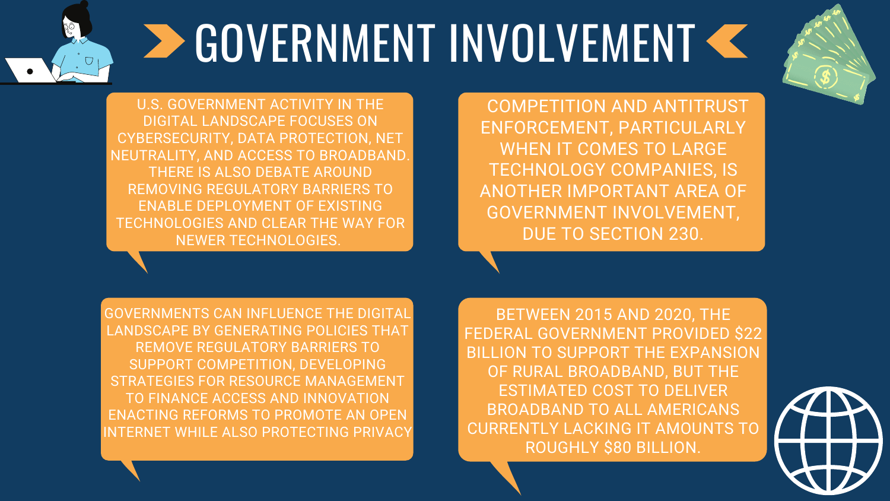# GOVERNMENT INVOLVEMENT

U.S. GOVERNMENT ACTIVITY IN THE DIGITAL LANDSCAPE FOCUSES ON CYBERSECURITY, DATA PROTECTION, NET NEUTRALITY, AND ACCESS TO BROADBAND. THERE IS ALSO DEBATE AROUND REMOVING REGULATORY BARRIERS TO ENABLE DEPLOYMENT OF EXISTING TECHNOLOGIES AND CLEAR THE WAY FOR NEWER TECHNOLOGIES.

COMPETITION AND ANTITRUST ENFORCEMENT, PARTICULARLY WHEN IT COMES TO LARGE TECHNOLOGY COMPANIES, IS ANOTHER IMPORTANT AREA OF GOVERNMENT INVOLVEMENT, DUE TO SECTION 230.

GOVERNMENTS CAN INFLUENCE THE DIGITAL LANDSCAPE BY GENERATING POLICIES THAT REMOVE REGULATORY BARRIERS TO SUPPORT COMPETITION, DEVELOPING STRATEGIES FOR RESOURCE MANAGEMENT TO FINANCE ACCESS AND INNOVATION ENACTING REFORMS TO PROMOTE AN OPEN INTERNET WHILE ALSO PROTECTING PRIVACY

BETWEEN 2015 AND 2020, THE FEDERAL GOVERNMENT PROVIDED $22 BILLION TO SUPPORT THE EXPANSION OF RURAL BROADBAND, BUT THE ESTIMATED COST TO DELIVER BROADBAND TO ALL AMERICANS CURRENTLY LACKING IT AMOUNTS TO ROUGHLY $80 BILLION.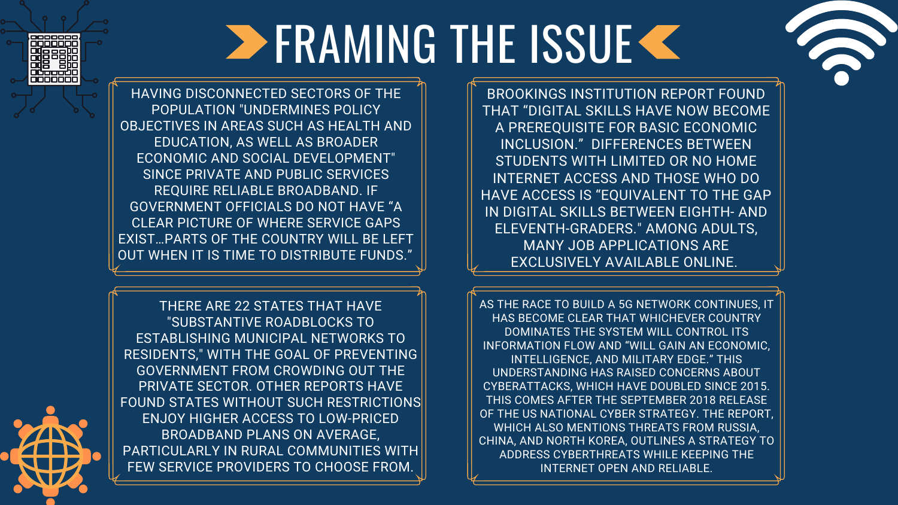# FRAMING THE ISSUE

HAVING DISCONNECTED SECTORS OF THE POPULATION "UNDERMINES POLICY OBJECTIVES IN AREAS SUCH AS HEALTH AND EDUCATION, AS WELL AS BROADER ECONOMIC AND SOCIAL DEVELOPMENT" SINCE PRIVATE AND PUBLIC SERVICES REQUIRE RELIABLE BROADBAND. IF GOVERNMENT OFFICIALS DO NOT HAVE "A CLEAR PICTURE OF WHERE SERVICE GAPS EXIST…PARTS OF THE COUNTRY WILL BE LEFT OUT WHEN IT IS TIME TO DISTRIBUTE FUNDS."

BROOKINGS INSTITUTION REPORT FOUND THAT "DIGITAL SKILLS HAVE NOW BECOME A PREREQUISITE FOR BASIC ECONOMIC INCLUSION." DIFFERENCES BETWEEN STUDENTS WITH LIMITED OR NO HOME INTERNET ACCESS AND THOSE WHO DO HAVE ACCESS IS "EQUIVALENT TO THE GAP IN DIGITAL SKILLS BETWEEN EIGHTH- AND ELEVENTH-GRADERS." AMONG ADULTS, MANY JOB APPLICATIONS ARE EXCLUSIVELY AVAILABLE ONLINE.

THERE ARE 22 STATES THAT HAVE "SUBSTANTIVE ROADBLOCKS TO ESTABLISHING MUNICIPAL NETWORKS TO RESIDENTS," WITH THE GOAL OF PREVENTING GOVERNMENT FROM CROWDING OUT THE PRIVATE SECTOR. OTHER REPORTS HAVE FOUND STATES WITHOUT SUCH RESTRICTIONS ENJOY HIGHER ACCESS TO LOW-PRICED BROADBAND PLANS ON AVERAGE, PARTICULARLY IN RURAL COMMUNITIES WITH FEW SERVICE PROVIDERS TO CHOOSE FROM.

AS THE RACE TO BUILD A 5G NETWORK CONTINUES, IT HAS BECOME CLEAR THAT WHICHEVER COUNTRY DOMINATES THE SYSTEM WILL CONTROL ITS INFORMATION FLOW AND "WILL GAIN AN ECONOMIC, INTELLIGENCE, AND MILITARY EDGE." THIS UNDERSTANDING HAS RAISED CONCERNS ABOUT CYBERATTACKS, WHICH HAVE DOUBLED SINCE 2015. THIS COMES AFTER THE SEPTEMBER 2018 RELEASE OF THE US NATIONAL CYBER STRATEGY. THE REPORT, WHICH ALSO MENTIONS THREATS FROM RUSSIA, CHINA, AND NORTH KOREA, OUTLINES A STRATEGY TO ADDRESS CYBERTHREATS WHILE KEEPING THE INTERNET OPEN AND RELIABLE.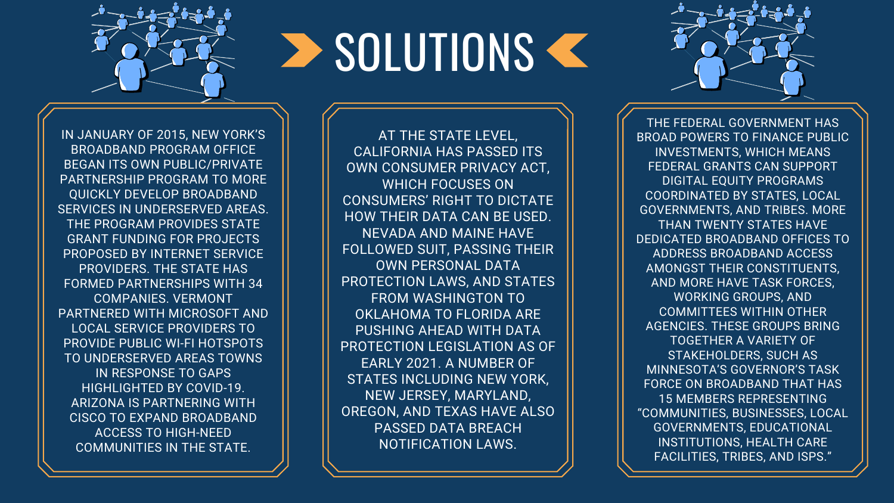# SOLUTIONS

IN JANUARY OF 2015, NEW YORK'S BROADBAND PROGRAM OFFICE BEGAN ITS OWN PUBLIC/PRIVATE PARTNERSHIP PROGRAM TO MORE QUICKLY DEVELOP BROADBAND SERVICES IN UNDERSERVED AREAS. THE PROGRAM PROVIDES STATE GRANT FUNDING FOR PROJECTS PROPOSED BY INTERNET SERVICE PROVIDERS. THE STATE HAS FORMED PARTNERSHIPS WITH 34 COMPANIES. VERMONT PARTNERED WITH MICROSOFT AND LOCAL SERVICE PROVIDERS TO PROVIDE PUBLIC WI-FI HOTSPOTS TO UNDERSERVED AREAS TOWNS IN RESPONSE TO GAPS HIGHLIGHTED BY COVID-19. ARIZONA IS PARTNERING WITH CISCO TO EXPAND BROADBAND ACCESS TO HIGH-NEED COMMUNITIES IN THE STATE.

AT THE STATE LEVEL, CALIFORNIA HAS PASSED ITS OWN CONSUMER PRIVACY ACT, WHICH FOCUSES ON CONSUMERS' RIGHT TO DICTATE HOW THEIR DATA CAN BE USED. NEVADA AND MAINE HAVE FOLLOWED SUIT, PASSING THEIR OWN PERSONAL DATA PROTECTION LAWS, AND STATES FROM WASHINGTON TO OKLAHOMA TO FLORIDA ARE PUSHING AHEAD WITH DATA PROTECTION LEGISLATION AS OF EARLY 2021. A NUMBER OF STATES INCLUDING NEW YORK, NEW JERSEY, MARYLAND, OREGON, AND TEXAS HAVE ALSO PASSED DATA BREACH NOTIFICATION LAWS.

THE FEDERAL GOVERNMENT HAS BROAD POWERS TO FINANCE PUBLIC INVESTMENTS, WHICH MEANS FEDERAL GRANTS CAN SUPPORT DIGITAL EQUITY PROGRAMS COORDINATED BY STATES, LOCAL GOVERNMENTS, AND TRIBES. MORE THAN TWENTY STATES HAVE DEDICATED BROADBAND OFFICES TO ADDRESS BROADBAND ACCESS AMONGST THEIR CONSTITUENTS, AND MORE HAVE TASK FORCES, WORKING GROUPS, AND COMMITTEES WITHIN OTHER AGENCIES. THESE GROUPS BRING TOGETHER A VARIETY OF STAKEHOLDERS, SUCH AS MINNESOTA'S GOVERNOR'S TASK FORCE ON BROADBAND THAT HAS 15 MEMBERS REPRESENTING "COMMUNITIES, BUSINESSES, LOCAL GOVERNMENTS, EDUCATIONAL INSTITUTIONS, HEALTH CARE FACILITIES, TRIBES, AND ISPS."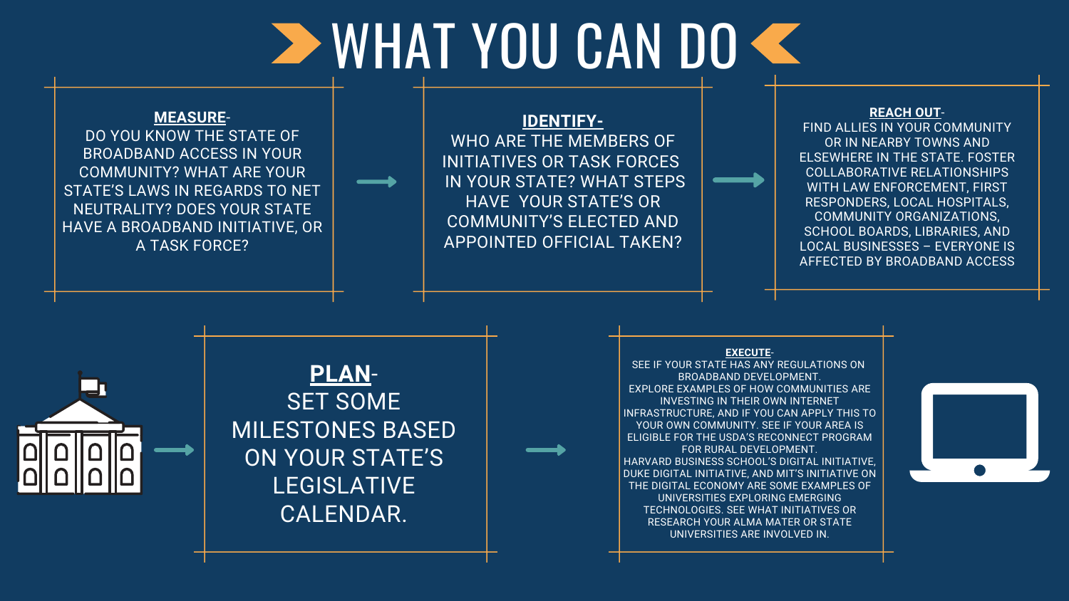# WHAT YOU CAN DO

**MEASURE**- DO YOU KNOW THE STATE OF BROADBAND ACCESS IN YOUR COMMUNITY? WHAT ARE YOUR STATE'S LAWS IN REGARDS TO NET NEUTRALITY? DOES YOUR STATE HAVE A BROADBAND INITIATIVE, OR A TASK FORCE?

**IDENTIFY**- WHO ARE THE MEMBERS OF INITIATIVES OR TASK FORCES IN YOUR STATE? WHAT STEPS HAVE YOUR STATE'S OR COMMUNITY'S ELECTED AND APPOINTED OFFICIAL TAKEN?

**REACH OUT**- FIND ALLIES IN YOUR COMMUNITY OR IN NEARBY TOWNS AND ELSEWHERE IN THE STATE. FOSTER COLLABORATIVE RELATIONSHIPS WITH LAW ENFORCEMENT, FIRST RESPONDERS, LOCAL HOSPITALS, COMMUNITY ORGANIZATIONS, SCHOOL BOARDS, LIBRARIES, AND LOCAL BUSINESSES – EVERYONE IS AFFECTED BY BROADBAND ACCESS

**PLAN**- SET SOME MILESTONES BASED ON YOUR STATE'S LEGISLATIVE CALENDAR.

**EXECUTE**- SEE IF YOUR STATE HAS ANY REGULATIONS ON BROADBAND DEVELOPMENT. EXPLORE EXAMPLES OF HOW COMMUNITIES ARE INVESTING IN THEIR OWN INTERNET INFRASTRUCTURE, AND IF YOU CAN APPLY THIS TO YOUR OWN COMMUNITY. SEE IF YOUR AREA IS ELIGIBLE FOR THE USDA'S RECONNECT PROGRAM FOR RURAL DEVELOPMENT. HARVARD BUSINESS SCHOOL'S DIGITAL INITIATIVE, DUKE DIGITAL INITIATIVE, AND MIT'S INITIATIVE ON THE DIGITAL ECONOMY ARE SOME EXAMPLES OF UNIVERSITIES EXPLORING EMERGING TECHNOLOGIES. SEE WHAT INITIATIVES OR RESEARCH YOUR ALMA MATER OR STATE UNIVERSITIES ARE INVOLVED IN.